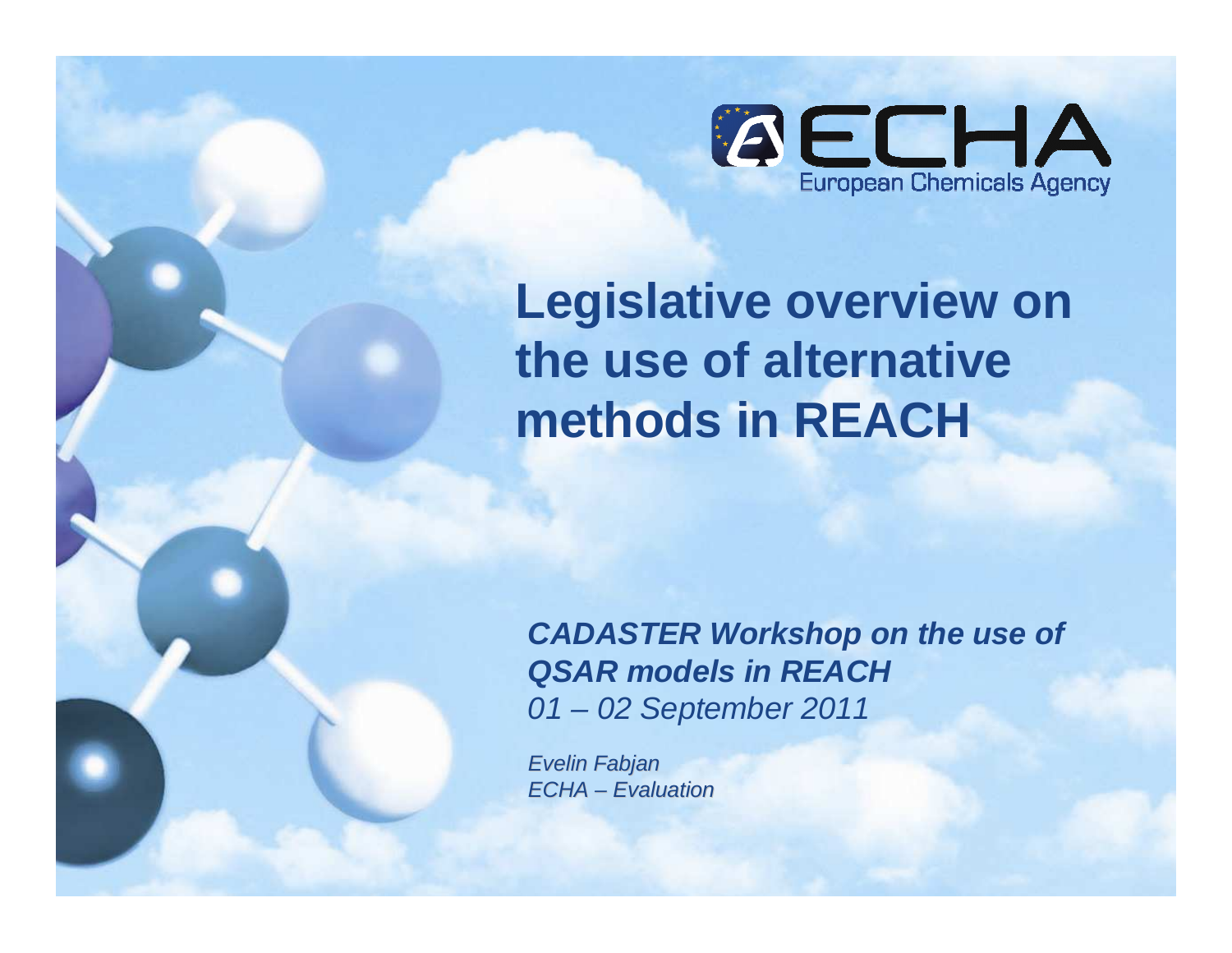ECHA

European Chemicals Agency

# Legislative overview on the use of alternative methods in REACH

***CADASTER Workshop on the use of QSAR models in REACH***

*01 – 02 September 2011*

*Evelin Fabjan*

*ECHA – Evaluation*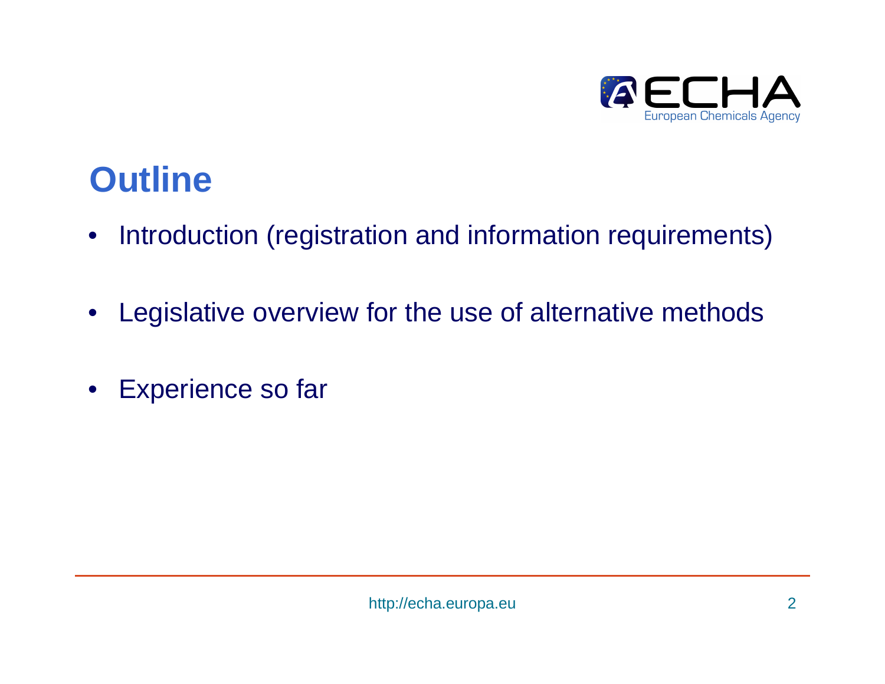# Outline

- Introduction (registration and information requirements)
- Legislative overview for the use of alternative methods
- Experience so far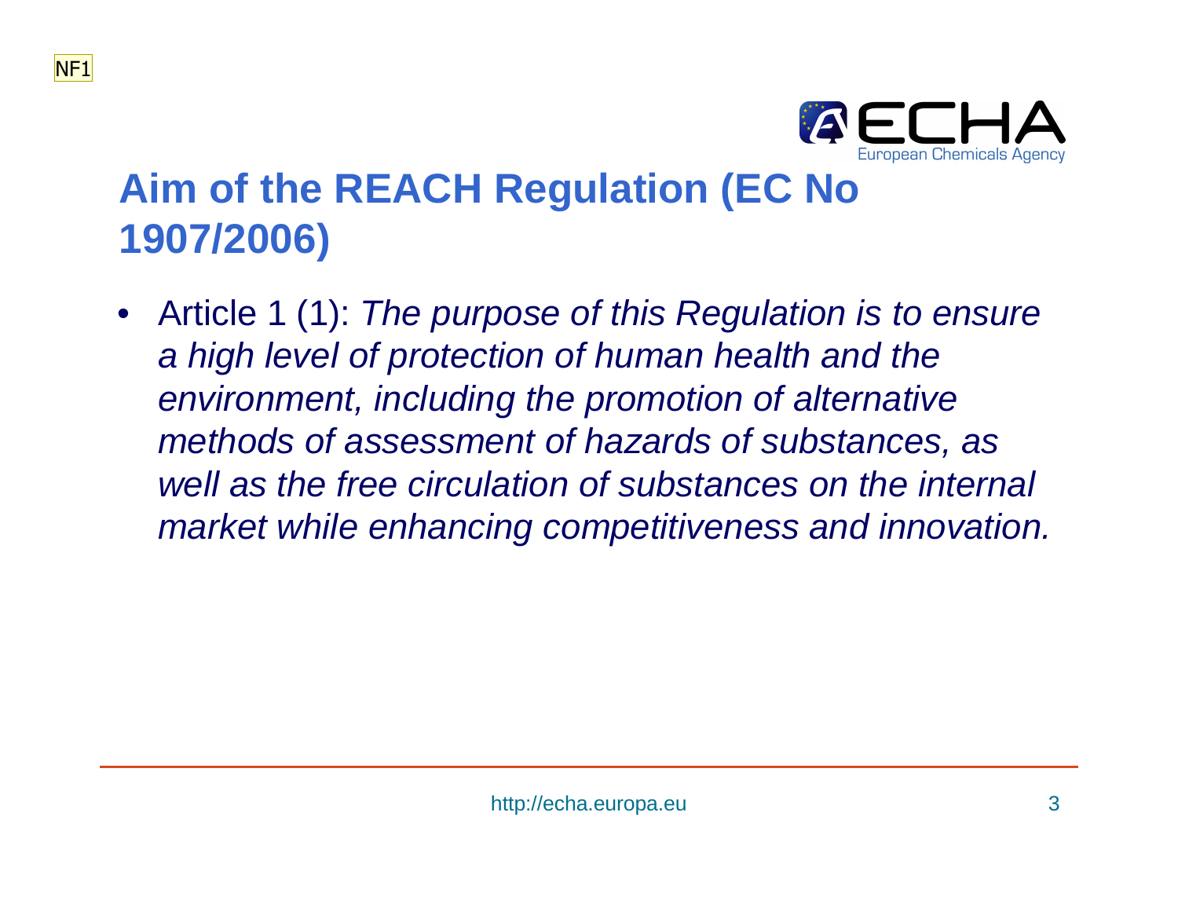NF1

# Aim of the REACH Regulation (EC No 1907/2006)

- Article 1 (1): *The purpose of this Regulation is to ensure a high level of protection of human health and the environment, including the promotion of alternative methods of assessment of hazards of substances, as well as the free circulation of substances on the internal market while enhancing competitiveness and innovation.*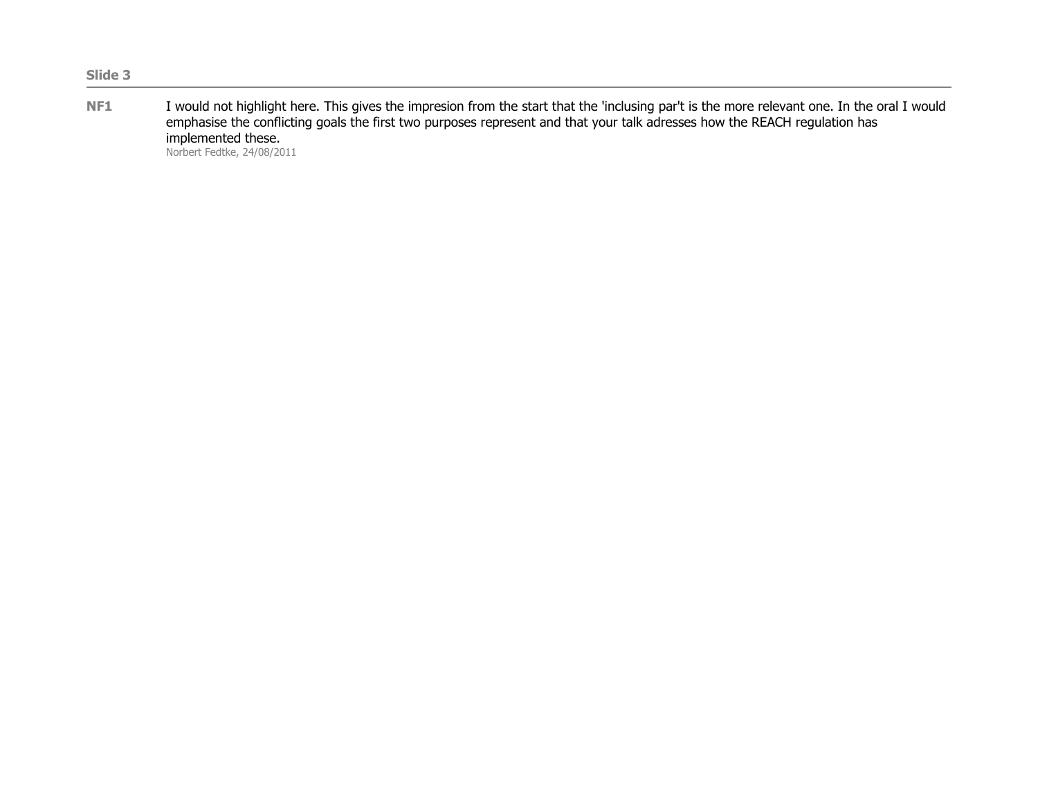**Slide 3**

---

**NF1** I would not highlight here. This gives the impresion from the start that the 'inclusing par't is the more relevant one. In the oral I would emphasise the conflicting goals the first two purposes represent and that your talk adresses how the REACH regulation has implemented these.

Norbert Fedtke, 24/08/2011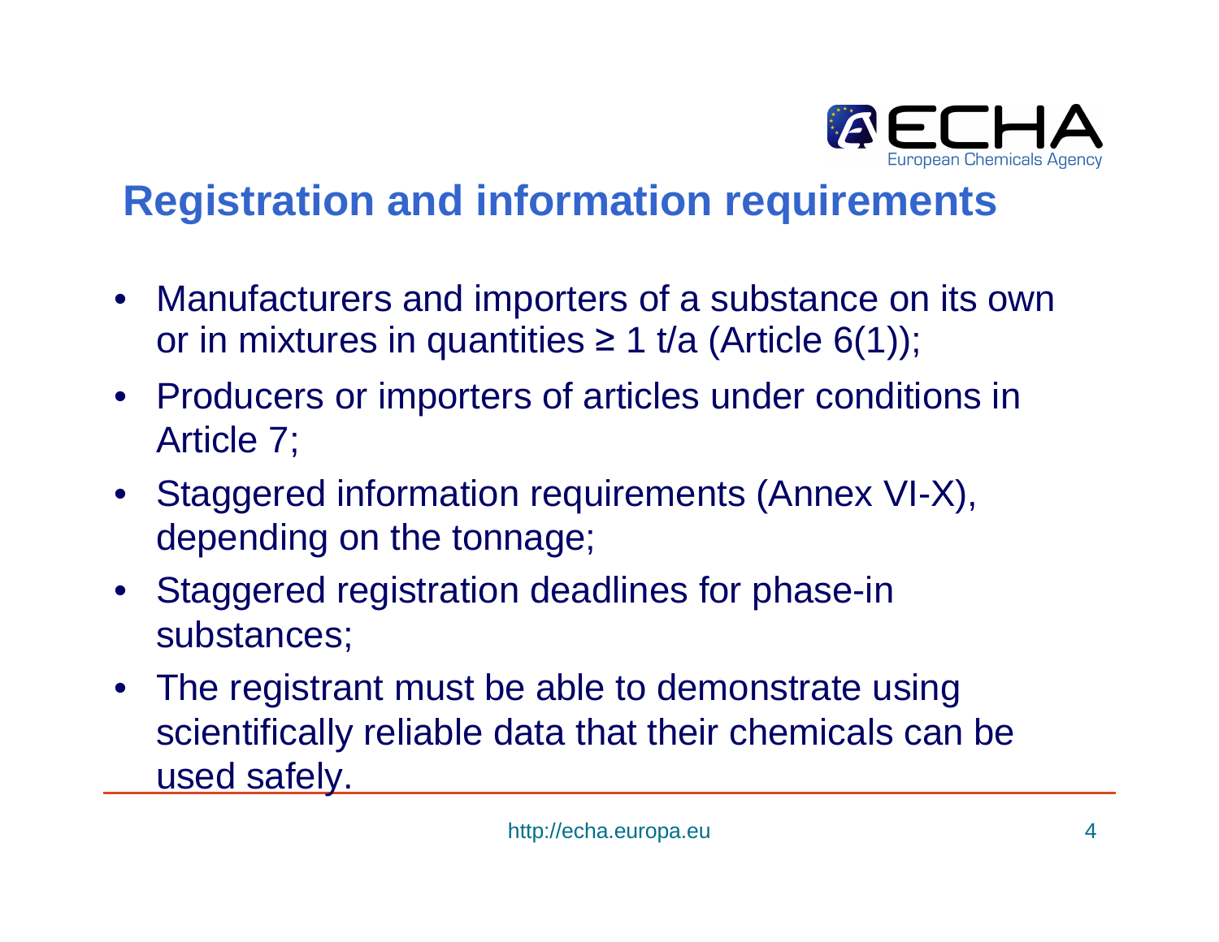## Registration and information requirements

- Manufacturers and importers of a substance on its own or in mixtures in quantities ≥ 1 t/a (Article 6(1));
- Producers or importers of articles under conditions in Article 7;
- Staggered information requirements (Annex VI-X), depending on the tonnage;
- Staggered registration deadlines for phase-in substances;
- The registrant must be able to demonstrate using scientifically reliable data that their chemicals can be used safely.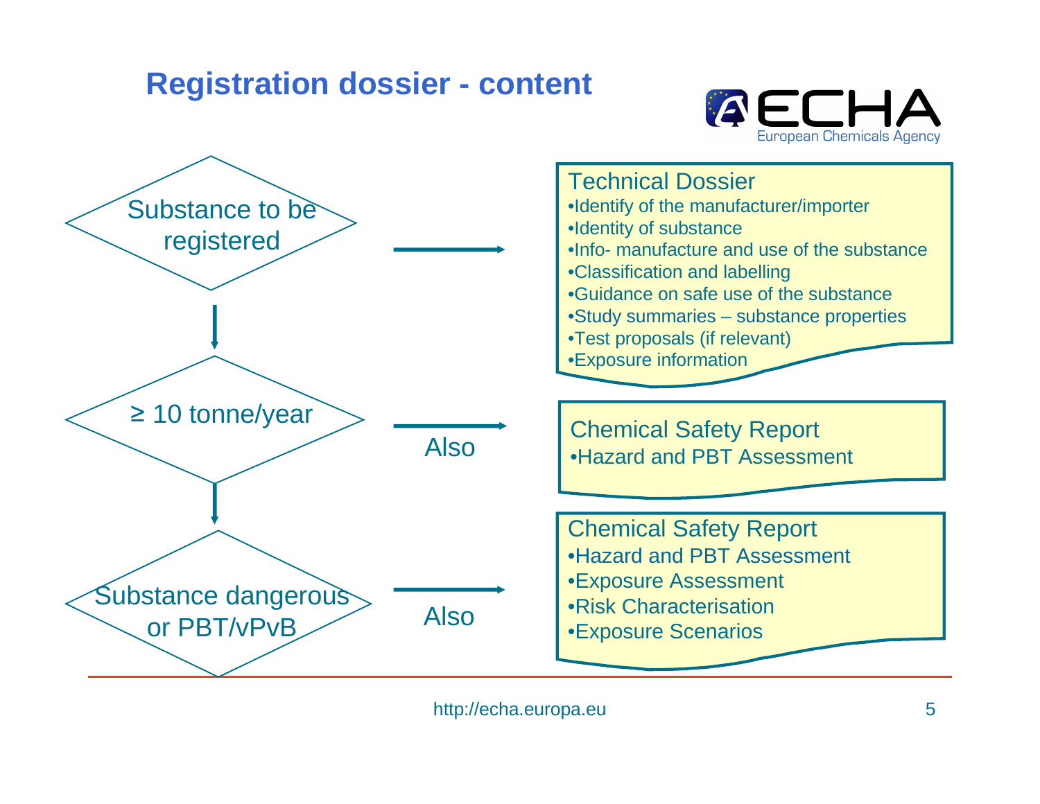## Registration dossier - content

Substance to be registered →

**Technical Dossier**

- Identify of the manufacturer/importer
- Identity of substance
- Info- manufacture and use of the substance
- Classification and labelling
- Guidance on safe use of the substance
- Study summaries – substance properties
- Test proposals (if relevant)
- Exposure information

≥ 10 tonne/year → Also

**Chemical Safety Report**

- Hazard and PBT Assessment

Substance dangerous or PBT/vPvB → Also

**Chemical Safety Report**

- Hazard and PBT Assessment
- Exposure Assessment
- Risk Characterisation
- Exposure Scenarios

http://echa.europa.eu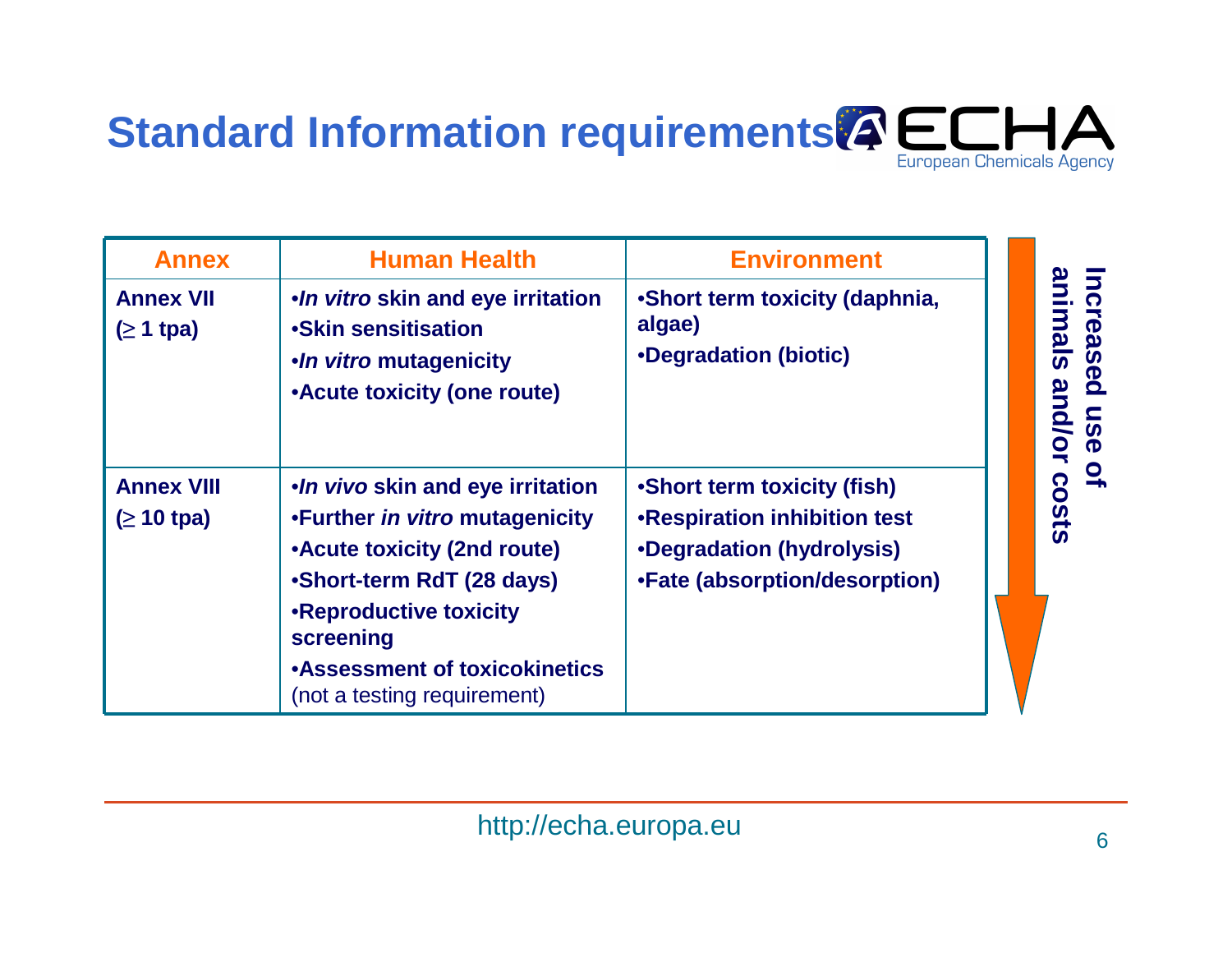# Standard Information requirements

| Annex | Human Health | Environment |
|---|---|---|
| **Annex VII** (≥ 1 tpa) | •*In vitro* skin and eye irritation<br>•Skin sensitisation<br>•*In vitro* mutagenicity<br>•Acute toxicity (one route) | •Short term toxicity (daphnia, algae)<br>•Degradation (biotic) |
| **Annex VIII** (≥ 10 tpa) | •*In vivo* skin and eye irritation<br>•Further *in vitro* mutagenicity<br>•Acute toxicity (2nd route)<br>•Short-term RdT (28 days)<br>•Reproductive toxicity screening<br>•Assessment of toxicokinetics (not a testing requirement) | •Short term toxicity (fish)<br>•Respiration inhibition test<br>•Degradation (hydrolysis)<br>•Fate (absorption/desorption) |

**Increased use of animals and/or costs**

http://echa.europa.eu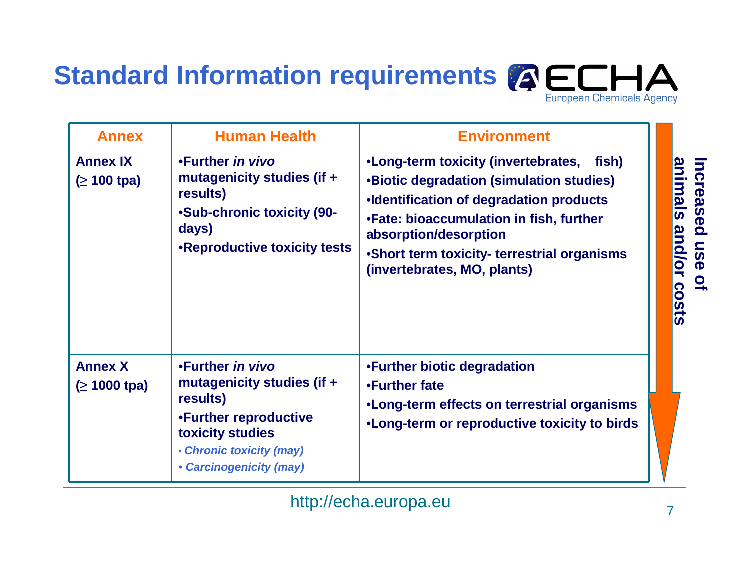# Standard Information requirements

| Annex | Human Health | Environment |
|---|---|---|
| **Annex IX** (≥ 100 tpa) | •Further *in vivo* mutagenicity studies (if + results)<br>•Sub-chronic toxicity (90-days)<br>•Reproductive toxicity tests | •Long-term toxicity (invertebrates, fish)<br>•Biotic degradation (simulation studies)<br>•Identification of degradation products<br>•Fate: bioaccumulation in fish, further absorption/desorption<br>•Short term toxicity- terrestrial organisms (invertebrates, MO, plants) |
| **Annex X** (≥ 1000 tpa) | •Further *in vivo* mutagenicity studies (if + results)<br>•Further reproductive toxicity studies<br>• *Chronic toxicity (may)*<br>• *Carcinogenicity (may)* | •Further biotic degradation<br>•Further fate<br>•Long-term effects on terrestrial organisms<br>•Long-term or reproductive toxicity to birds |

**Increased use of animals and/or costs**

http://echa.europa.eu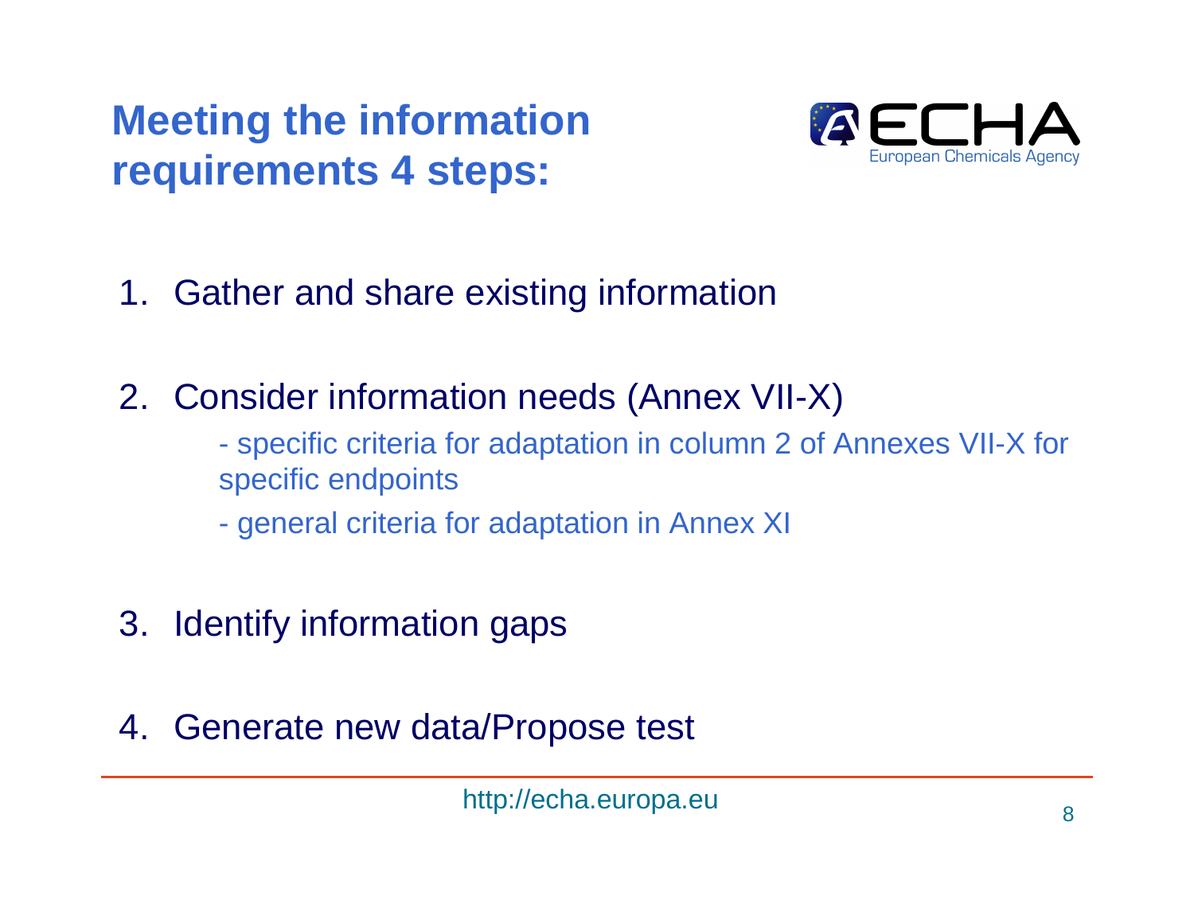# Meeting the information requirements 4 steps:

1. Gather and share existing information

2. Consider information needs (Annex VII-X)

   - specific criteria for adaptation in column 2 of Annexes VII-X for specific endpoints
   - general criteria for adaptation in Annex XI

3. Identify information gaps

4. Generate new data/Propose test

http://echa.europa.eu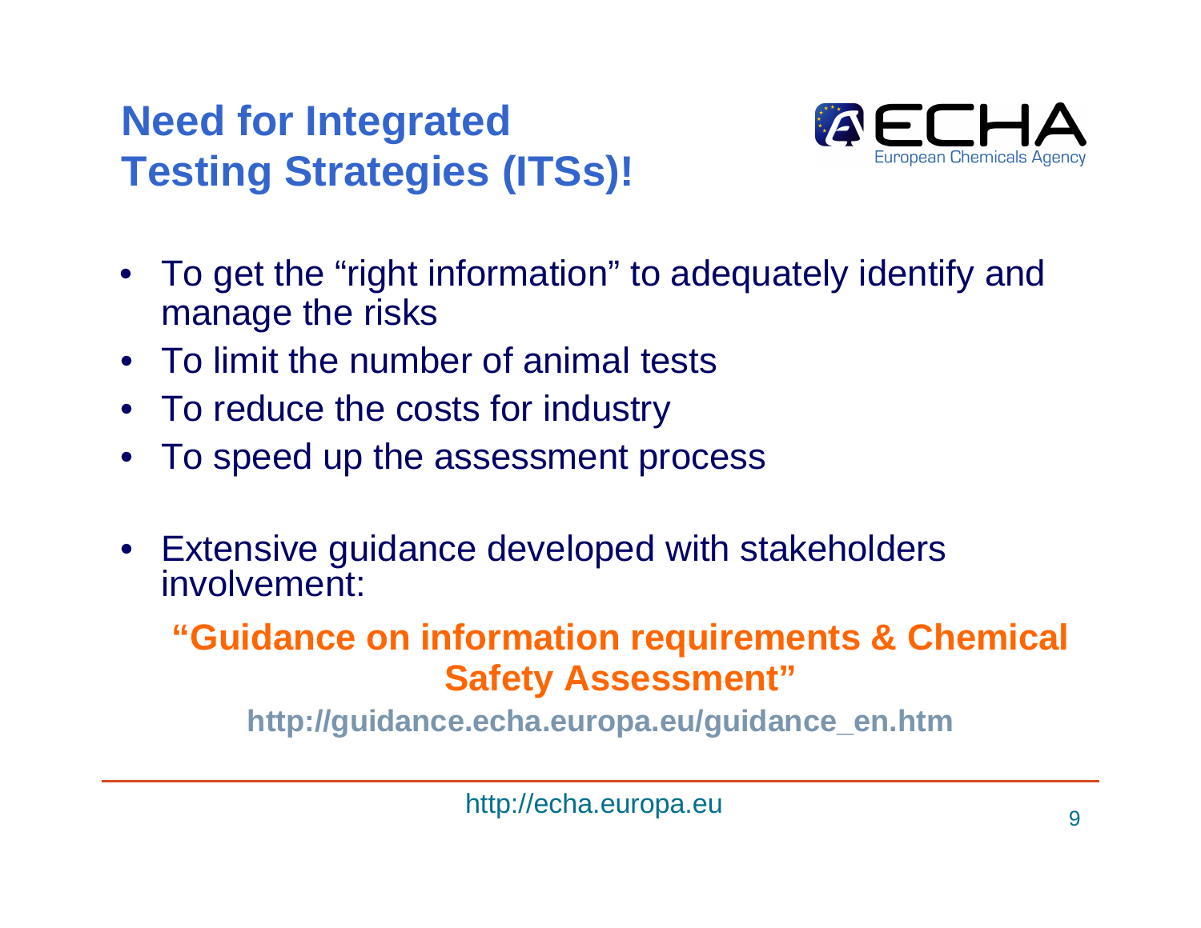# Need for Integrated Testing Strategies (ITSs)!

- To get the "right information" to adequately identify and manage the risks
- To limit the number of animal tests
- To reduce the costs for industry
- To speed up the assessment process

- Extensive guidance developed with stakeholders involvement:

**"Guidance on information requirements & Chemical Safety Assessment"**

**http://guidance.echa.europa.eu/guidance_en.htm**

http://echa.europa.eu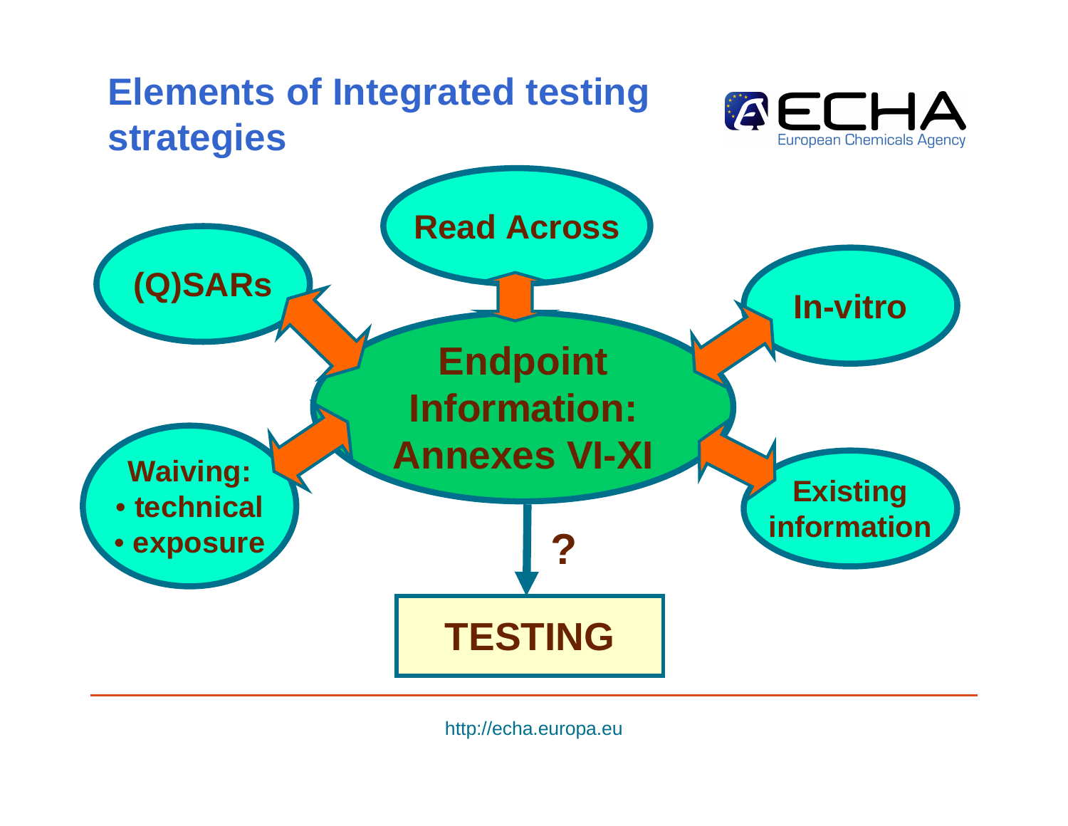# Elements of Integrated testing strategies

Read Across

(Q)SARs

In-vitro

Endpoint Information: Annexes VI-XI

Waiving:
- technical
- exposure

Existing information

?

TESTING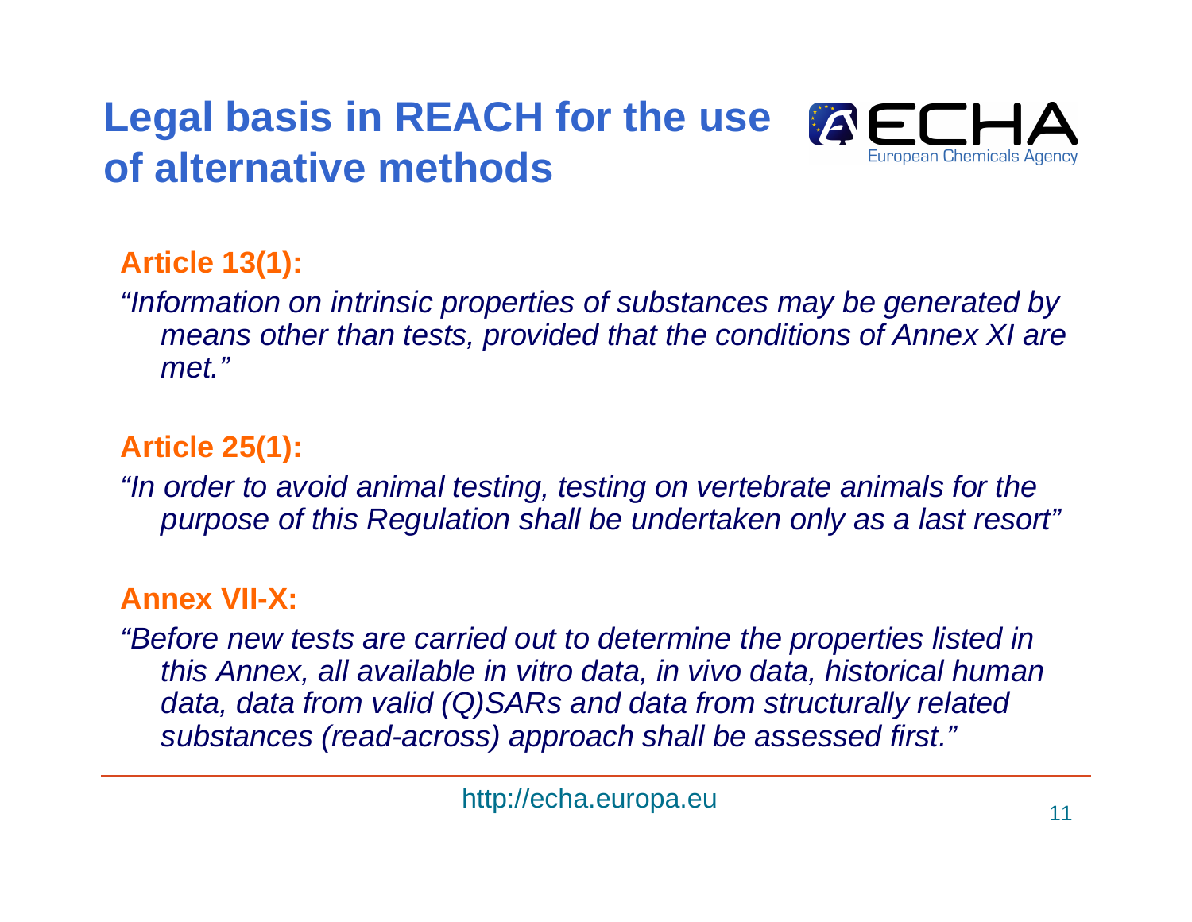# Legal basis in REACH for the use of alternative methods

**Article 13(1):**

*"Information on intrinsic properties of substances may be generated by means other than tests, provided that the conditions of Annex XI are met."*

**Article 25(1):**

*"In order to avoid animal testing, testing on vertebrate animals for the purpose of this Regulation shall be undertaken only as a last resort"*

**Annex VII-X:**

*"Before new tests are carried out to determine the properties listed in this Annex, all available in vitro data, in vivo data, historical human data, data from valid (Q)SARs and data from structurally related substances (read-across) approach shall be assessed first."*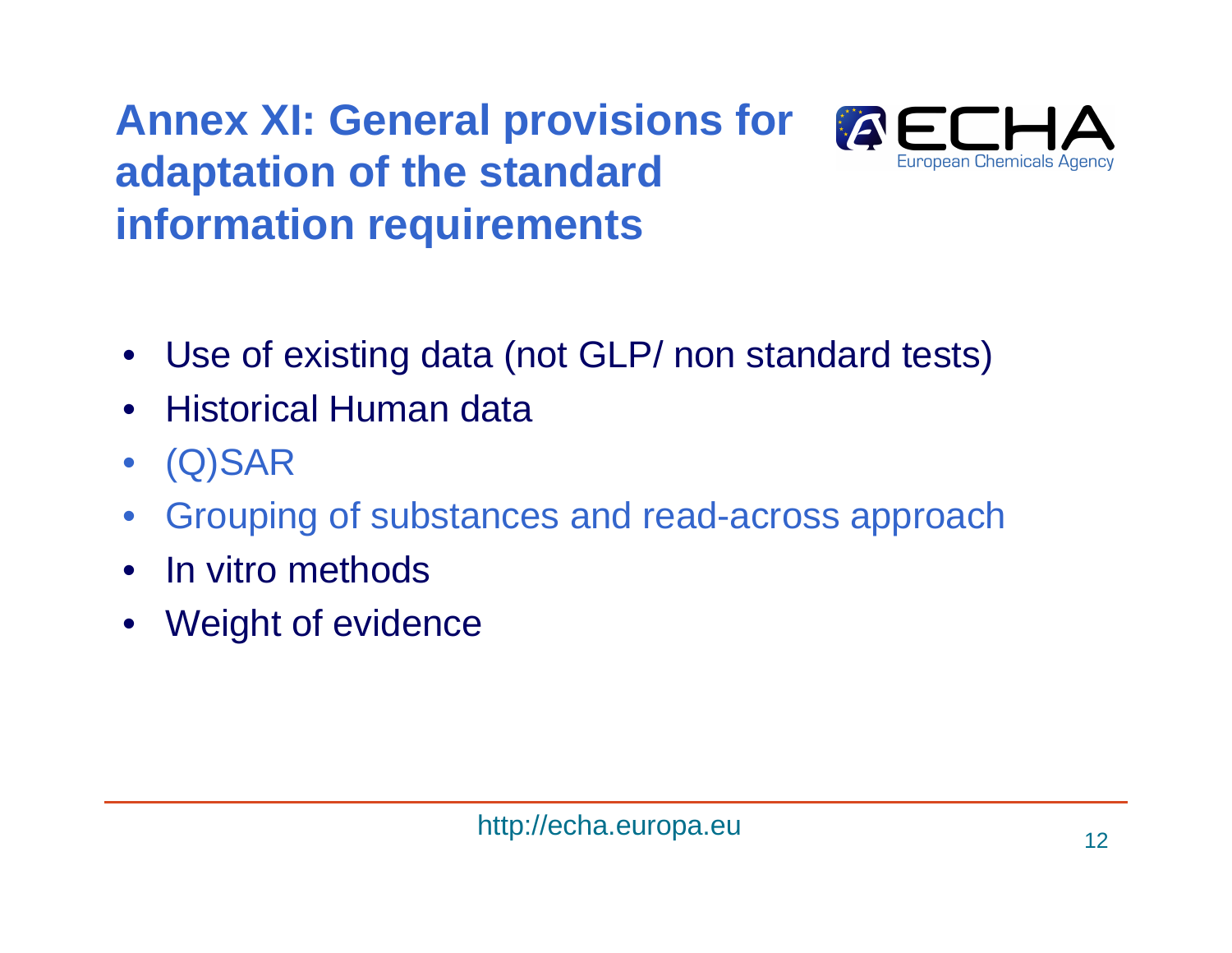# Annex XI: General provisions for adaptation of the standard information requirements

- Use of existing data (not GLP/ non standard tests)
- Historical Human data
- (Q)SAR
- Grouping of substances and read-across approach
- In vitro methods
- Weight of evidence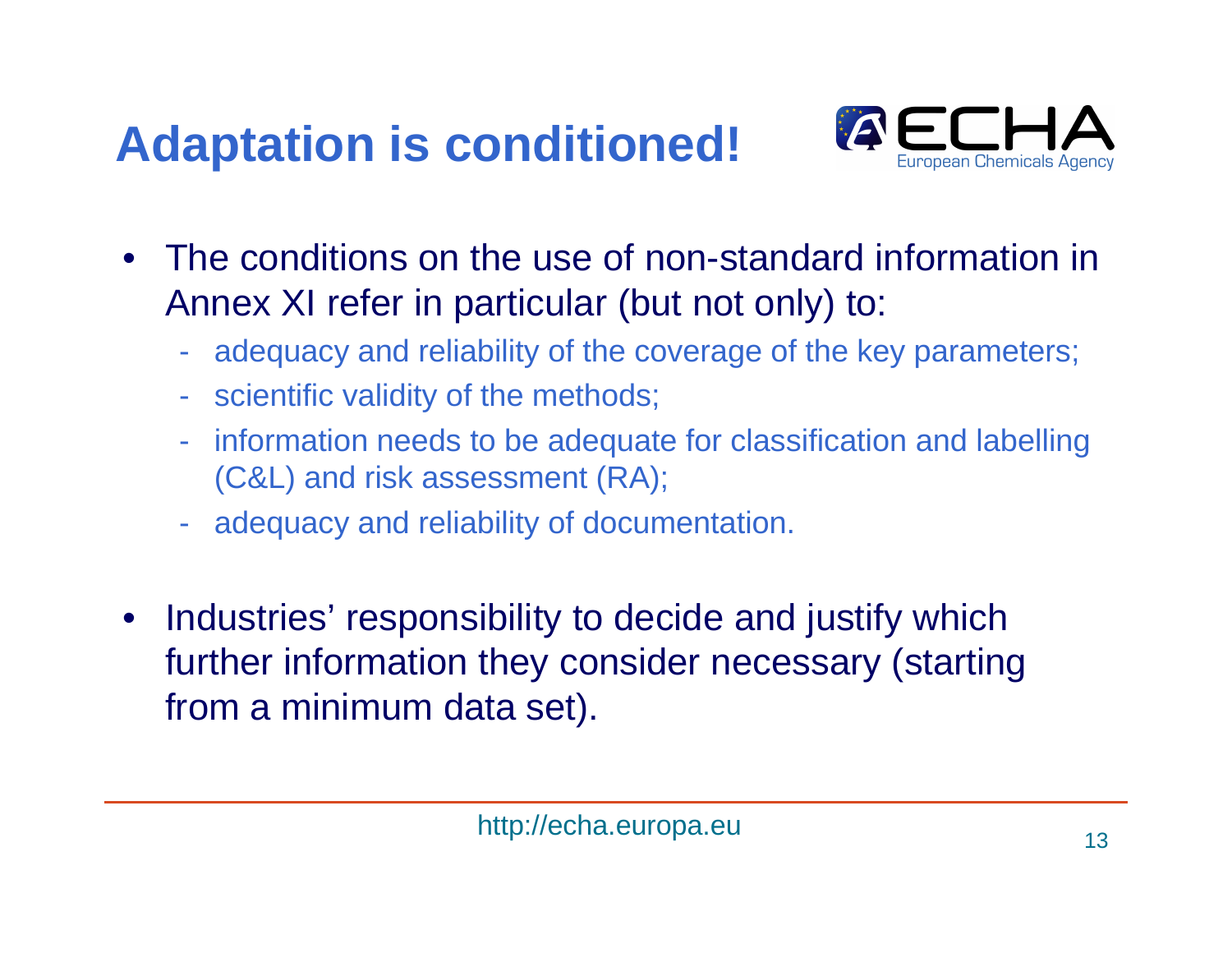# Adaptation is conditioned!

- The conditions on the use of non-standard information in Annex XI refer in particular (but not only) to:
  - adequacy and reliability of the coverage of the key parameters;
  - scientific validity of the methods;
  - information needs to be adequate for classification and labelling (C&L) and risk assessment (RA);
  - adequacy and reliability of documentation.

- Industries' responsibility to decide and justify which further information they consider necessary (starting from a minimum data set).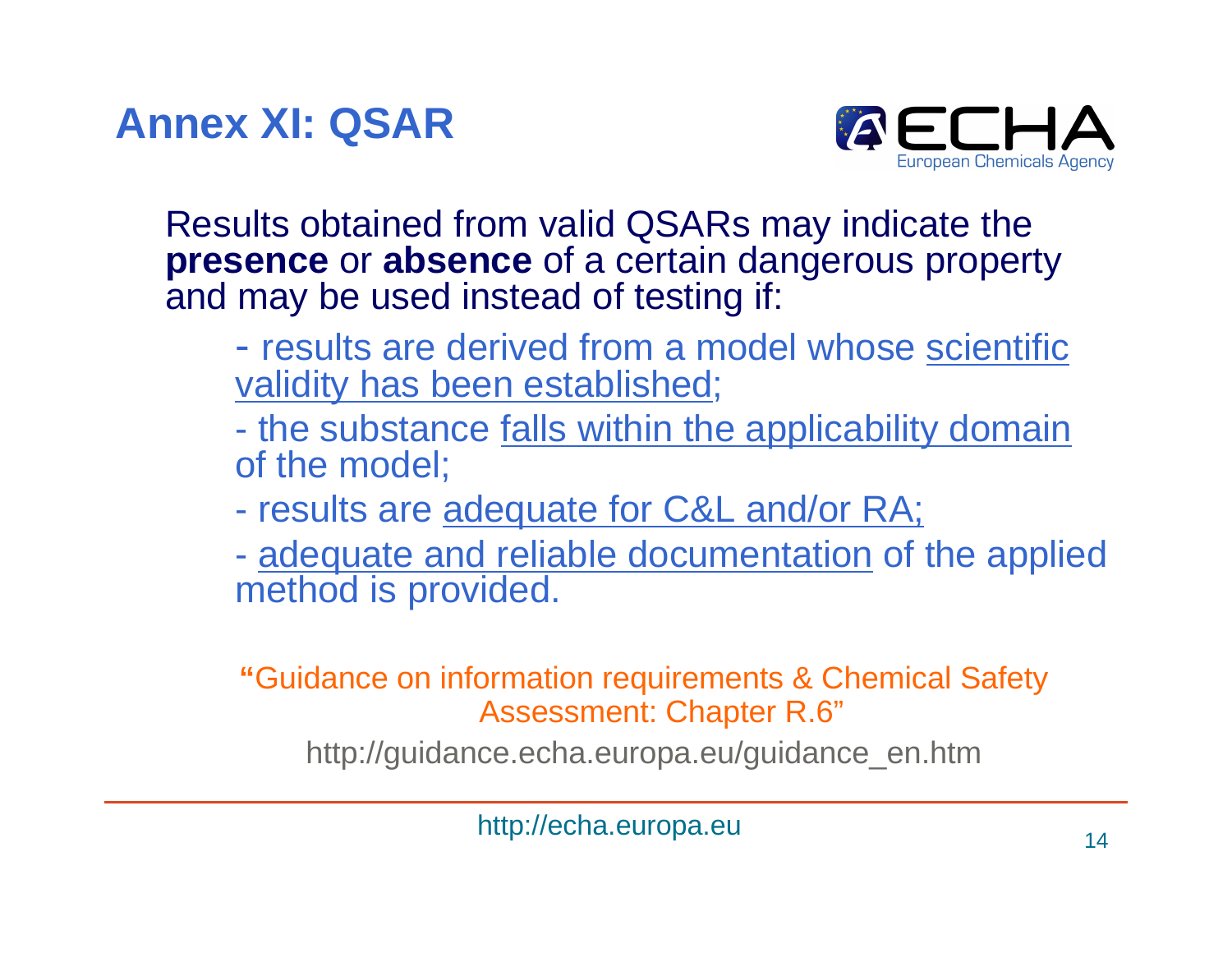# Annex XI: QSAR

Results obtained from valid QSARs may indicate the **presence** or **absence** of a certain dangerous property and may be used instead of testing if:

- results are derived from a model whose scientific validity has been established;
- the substance falls within the applicability domain of the model;
- results are adequate for C&L and/or RA;
- adequate and reliable documentation of the applied method is provided.

"Guidance on information requirements & Chemical Safety Assessment: Chapter R.6"

http://guidance.echa.europa.eu/guidance_en.htm

http://echa.europa.eu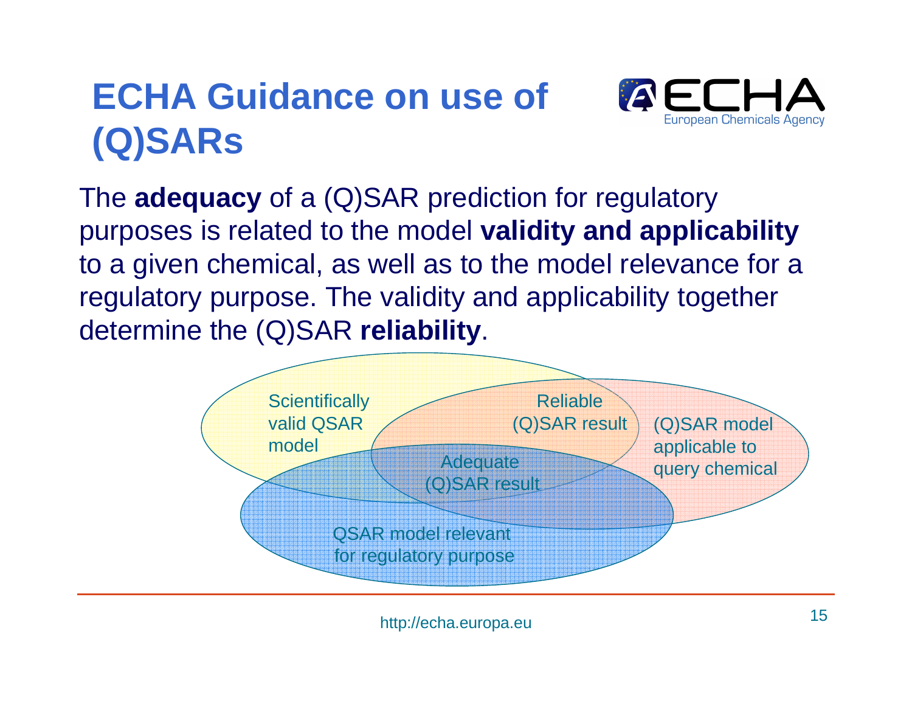# ECHA Guidance on use of (Q)SARs

The **adequacy** of a (Q)SAR prediction for regulatory purposes is related to the model **validity and applicability** to a given chemical, as well as to the model relevance for a regulatory purpose. The validity and applicability together determine the (Q)SAR **reliability**.

Scientifically valid QSAR model

Reliable (Q)SAR result

(Q)SAR model applicable to query chemical

Adequate (Q)SAR result

QSAR model relevant for regulatory purpose

http://echa.europa.eu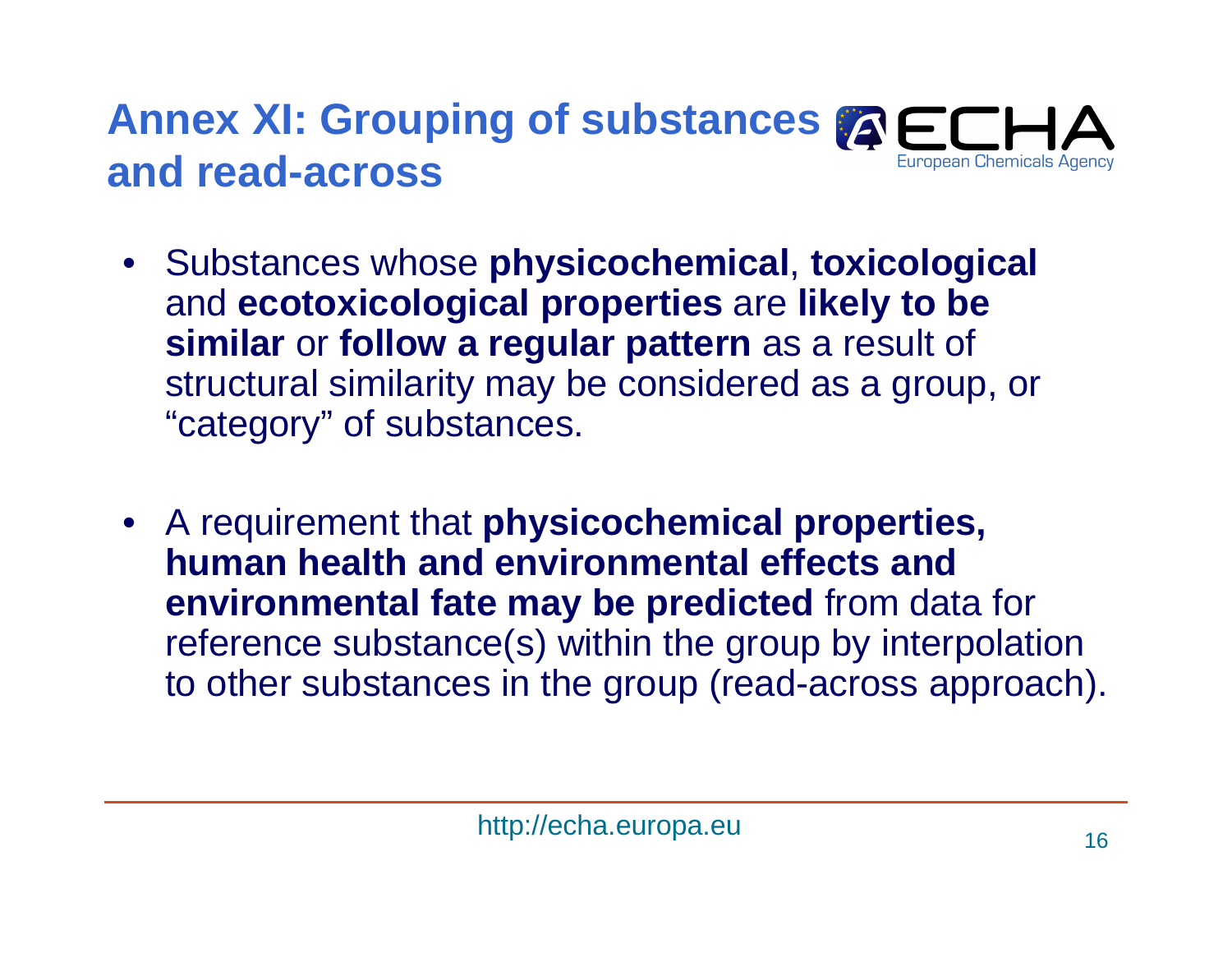# Annex XI: Grouping of substances and read-across

- Substances whose **physicochemical**, **toxicological** and **ecotoxicological properties** are **likely to be similar** or **follow a regular pattern** as a result of structural similarity may be considered as a group, or "category" of substances.

- A requirement that **physicochemical properties, human health and environmental effects and environmental fate may be predicted** from data for reference substance(s) within the group by interpolation to other substances in the group (read-across approach).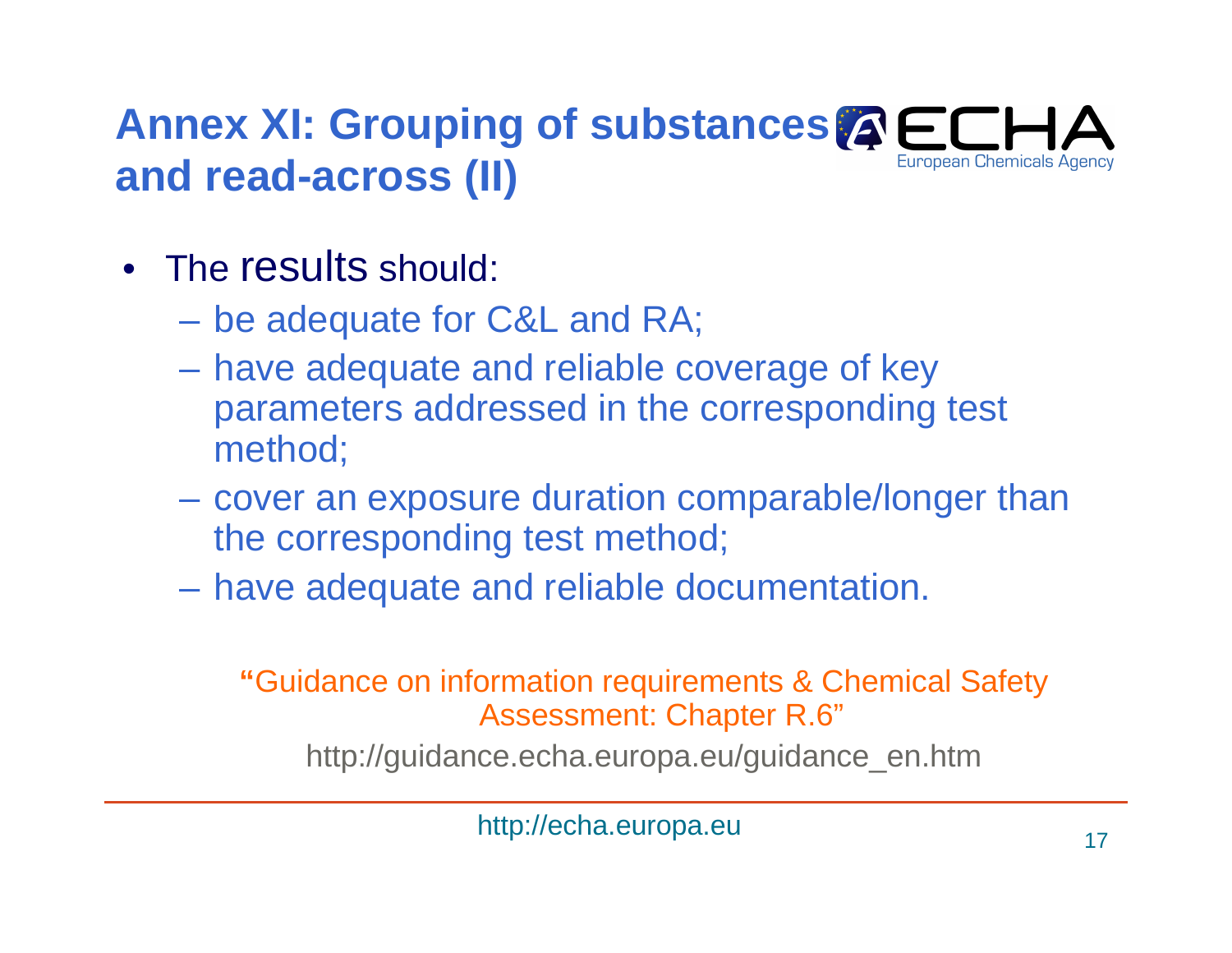# Annex XI: Grouping of substances and read-across (II)

- The results should:
  - be adequate for C&L and RA;
  - have adequate and reliable coverage of key parameters addressed in the corresponding test method;
  - cover an exposure duration comparable/longer than the corresponding test method;
  - have adequate and reliable documentation.

"Guidance on information requirements & Chemical Safety Assessment: Chapter R.6"

http://guidance.echa.europa.eu/guidance_en.htm

http://echa.europa.eu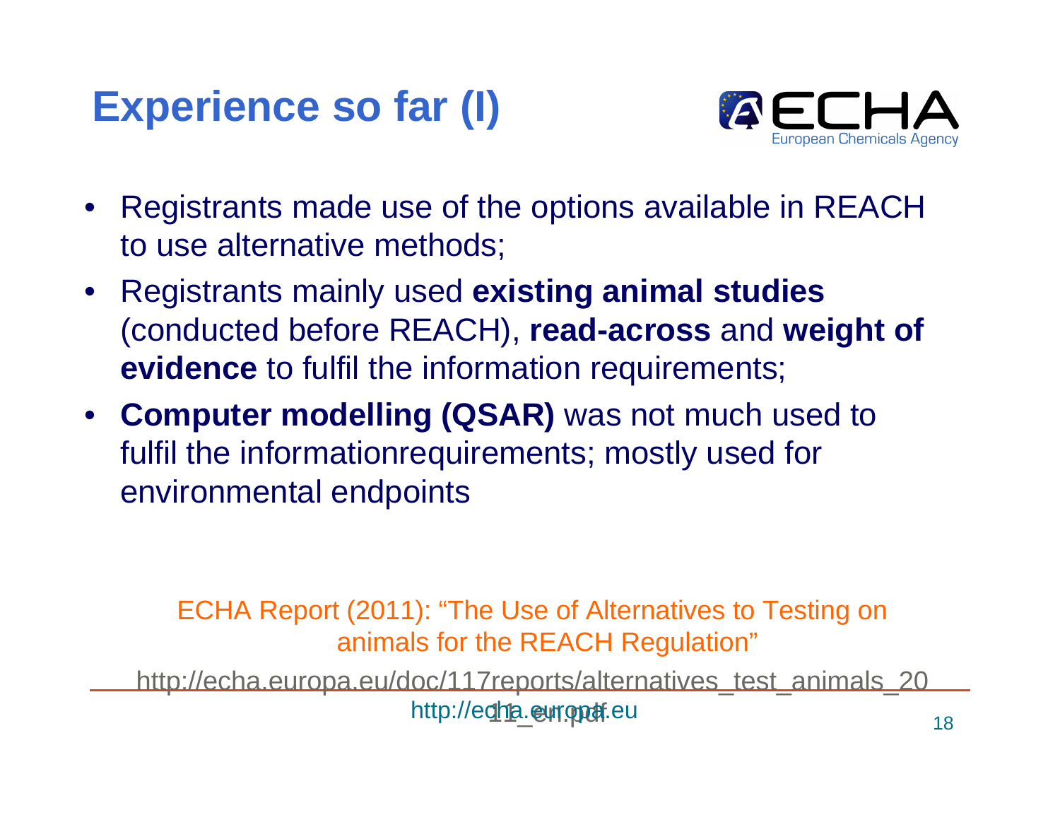# Experience so far (I)

- Registrants made use of the options available in REACH to use alternative methods;
- Registrants mainly used **existing animal studies** (conducted before REACH), **read-across** and **weight of evidence** to fulfil the information requirements;
- **Computer modelling (QSAR)** was not much used to fulfil the informationrequirements; mostly used for environmental endpoints

ECHA Report (2011): "The Use of Alternatives to Testing on animals for the REACH Regulation"

http://echa.europa.eu/doc/117reports/alternatives_test_animals_2011_en.pdf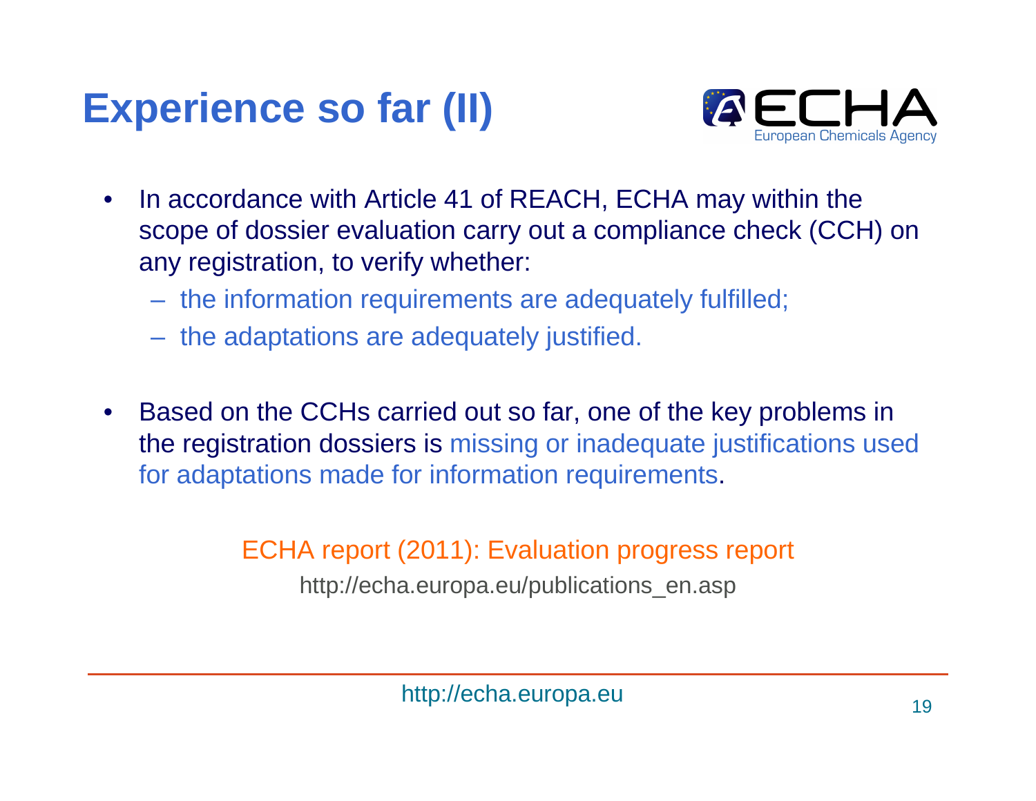# Experience so far (II)

- In accordance with Article 41 of REACH, ECHA may within the scope of dossier evaluation carry out a compliance check (CCH) on any registration, to verify whether:
  - the information requirements are adequately fulfilled;
  - the adaptations are adequately justified.

- Based on the CCHs carried out so far, one of the key problems in the registration dossiers is missing or inadequate justifications used for adaptations made for information requirements.

ECHA report (2011): Evaluation progress report

http://echa.europa.eu/publications_en.asp

http://echa.europa.eu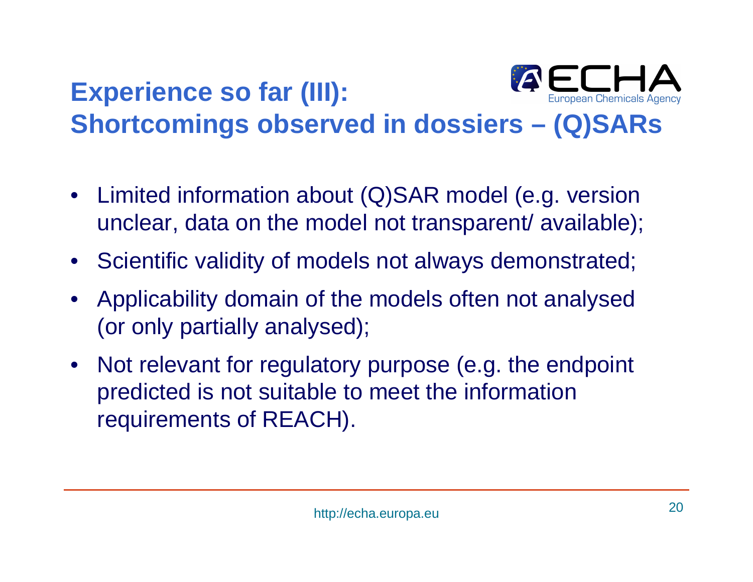# Experience so far (III): Shortcomings observed in dossiers – (Q)SARs

- Limited information about (Q)SAR model (e.g. version unclear, data on the model not transparent/ available);
- Scientific validity of models not always demonstrated;
- Applicability domain of the models often not analysed (or only partially analysed);
- Not relevant for regulatory purpose (e.g. the endpoint predicted is not suitable to meet the information requirements of REACH).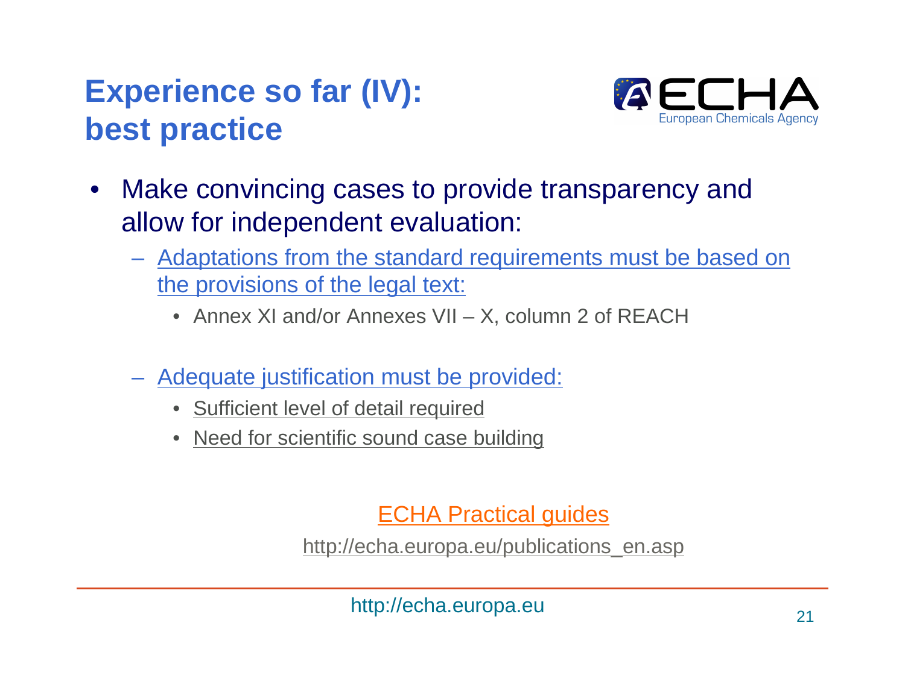# Experience so far (IV): best practice

- Make convincing cases to provide transparency and allow for independent evaluation:
  - Adaptations from the standard requirements must be based on the provisions of the legal text:
    - Annex XI and/or Annexes VII – X, column 2 of REACH
  - Adequate justification must be provided:
    - Sufficient level of detail required
    - Need for scientific sound case building

ECHA Practical guides

http://echa.europa.eu/publications_en.asp

http://echa.europa.eu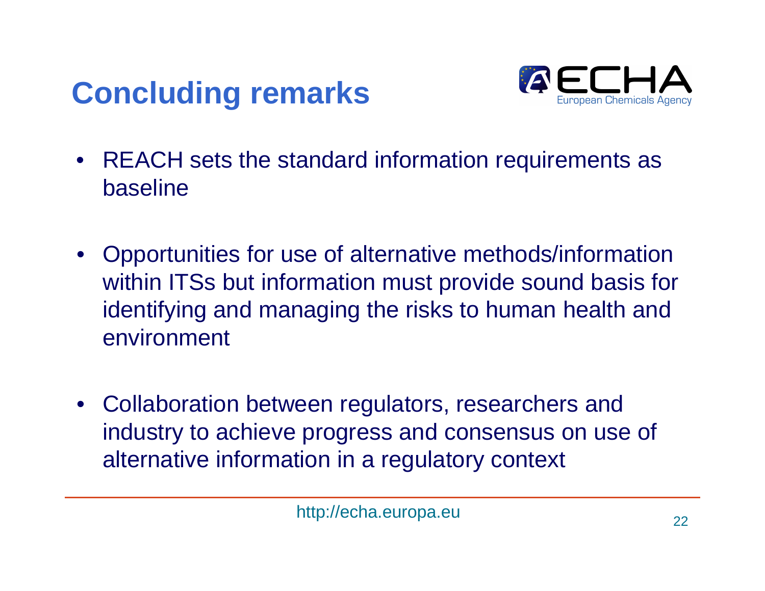# Concluding remarks

- REACH sets the standard information requirements as baseline
- Opportunities for use of alternative methods/information within ITSs but information must provide sound basis for identifying and managing the risks to human health and environment
- Collaboration between regulators, researchers and industry to achieve progress and consensus on use of alternative information in a regulatory context